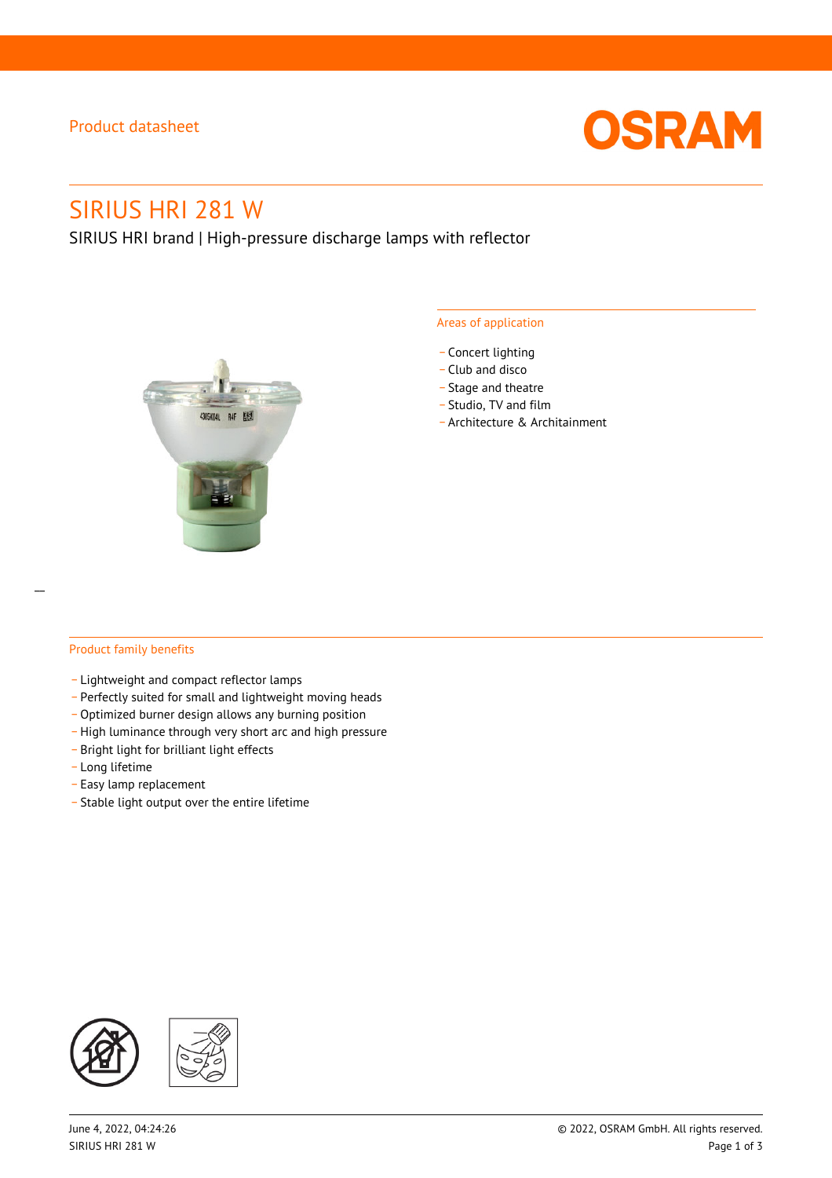Product datasheet

OSRAM

# SIRIUS HRI 281 W

SIRIUS HRI brand | High-pressure discharge lamps with reflector

## Areas of application

- Concert lighting
- Club and disco
- Stage and theatre
- Studio, TV and film
- Architecture & Architainment

## Product family benefits

- Lightweight and compact reflector lamps
- Perfectly suited for small and lightweight moving heads
- Optimized burner design allows any burning position
- High luminance through very short arc and high pressure
- Bright light for brilliant light effects
- Long lifetime
- Easy lamp replacement
- Stable light output over the entire lifetime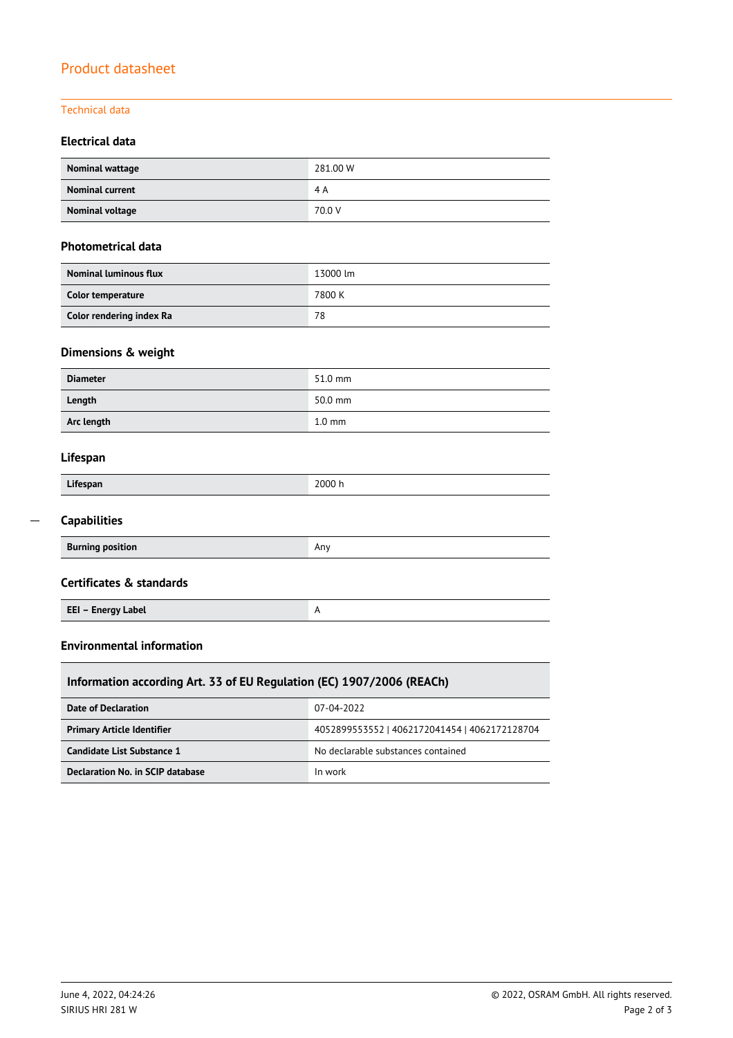# Product datasheet

## Technical data

### Electrical data

| | |
|---|---|
| **Nominal wattage** | 281.00 W |
| **Nominal current** | 4 A |
| **Nominal voltage** | 70.0 V |

### Photometrical data

| | |
|---|---|
| **Nominal luminous flux** | 13000 lm |
| **Color temperature** | 7800 K |
| **Color rendering index Ra** | 78 |

### Dimensions & weight

| | |
|---|---|
| **Diameter** | 51.0 mm |
| **Length** | 50.0 mm |
| **Arc length** | 1.0 mm |

### Lifespan

| | |
|---|---|
| **Lifespan** | 2000 h |

### Capabilities

| | |
|---|---|
| **Burning position** | Any |

### Certificates & standards

| | |
|---|---|
| **EEI – Energy Label** | A |

### Environmental information

| **Information according Art. 33 of EU Regulation (EC) 1907/2006 (REACh)** | |
|---|---|
| **Date of Declaration** | 07-04-2022 |
| **Primary Article Identifier** | 4052899553552 \| 4062172041454 \| 4062172128704 |
| **Candidate List Substance 1** | No declarable substances contained |
| **Declaration No. in SCIP database** | In work |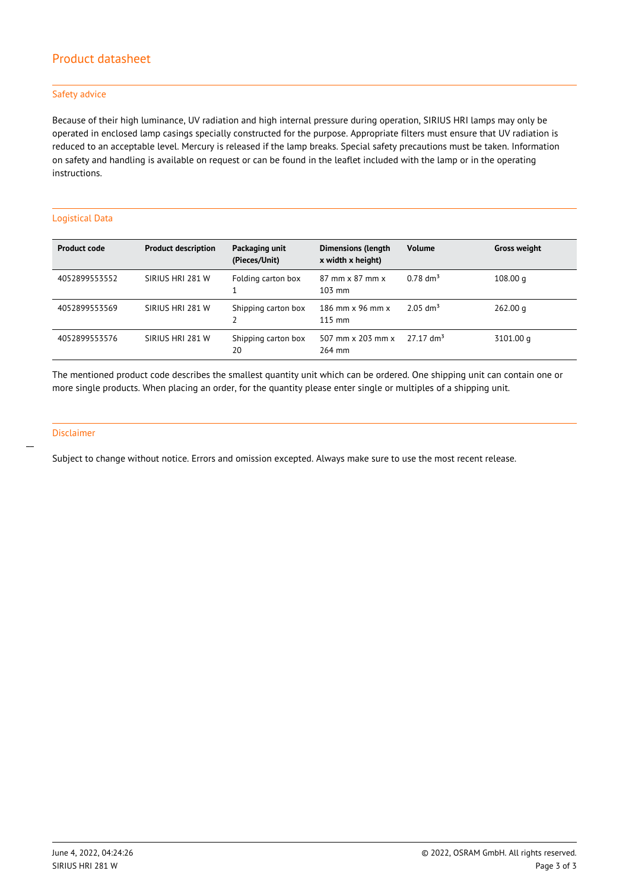## Safety advice

Because of their high luminance, UV radiation and high internal pressure during operation, SIRIUS HRI lamps may only be operated in enclosed lamp casings specially constructed for the purpose. Appropriate filters must ensure that UV radiation is reduced to an acceptable level. Mercury is released if the lamp breaks. Special safety precautions must be taken. Information on safety and handling is available on request or can be found in the leaflet included with the lamp or in the operating instructions.

## Logistical Data

| Product code | Product description | Packaging unit (Pieces/Unit) | Dimensions (length x width x height) | Volume | Gross weight |
|---|---|---|---|---|---|
| 4052899553552 | SIRIUS HRI 281 W | Folding carton box 1 | 87 mm x 87 mm x 103 mm | 0.78 $dm^3$ | 108.00 g |
| 4052899553569 | SIRIUS HRI 281 W | Shipping carton box 2 | 186 mm x 96 mm x 115 mm | 2.05 $dm^3$ | 262.00 g |
| 4052899553576 | SIRIUS HRI 281 W | Shipping carton box 20 | 507 mm x 203 mm x 264 mm | 27.17 $dm^3$ | 3101.00 g |

The mentioned product code describes the smallest quantity unit which can be ordered. One shipping unit can contain one or more single products. When placing an order, for the quantity please enter single or multiples of a shipping unit.

## Disclaimer

Subject to change without notice. Errors and omission excepted. Always make sure to use the most recent release.